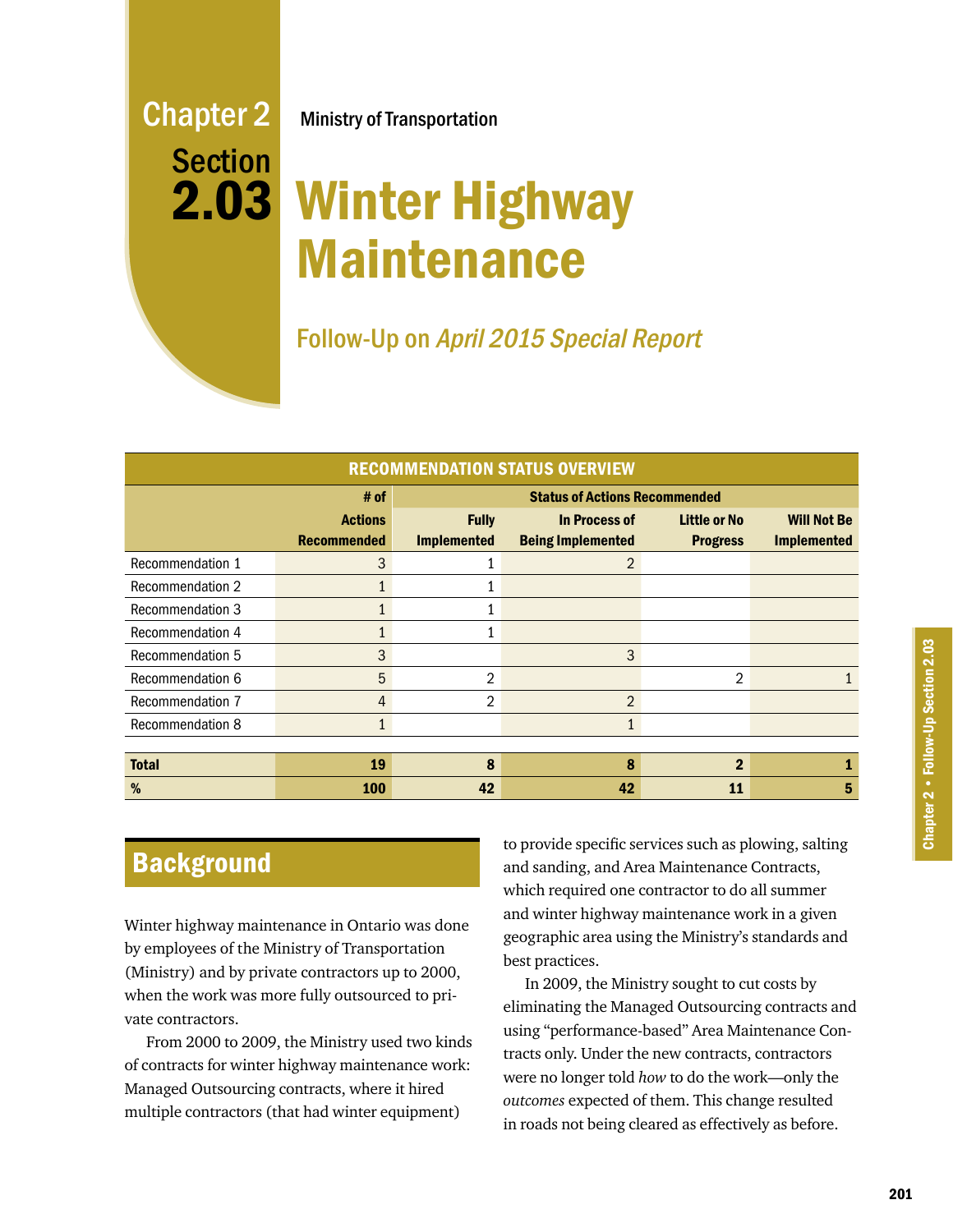Chapter 2

Section **2.03**

Ministry of Transportation

# Winter Highway Maintenance

## Follow-Up on *April 2015 Special Report*

| RECOMMENDATION STATUS OVERVIEW | | | | | |
|---|---|---|---|---|---|
| | # of | Status of Actions Recommended | | | |
| | Actions Recommended | Fully Implemented | In Process of Being Implemented | Little or No Progress | Will Not Be Implemented |
| Recommendation 1 | 3 | 1 | 2 | | |
| Recommendation 2 | 1 | 1 | | | |
| Recommendation 3 | 1 | 1 | | | |
| Recommendation 4 | 1 | 1 | | | |
| Recommendation 5 | 3 | | 3 | | |
| Recommendation 6 | 5 | 2 | | 2 | 1 |
| Recommendation 7 | 4 | 2 | 2 | | |
| Recommendation 8 | 1 | | 1 | | |
| **Total** | **19** | **8** | **8** | **2** | **1** |
| **%** | **100** | **42** | **42** | **11** | **5** |

## Background

Winter highway maintenance in Ontario was done by employees of the Ministry of Transportation (Ministry) and by private contractors up to 2000, when the work was more fully outsourced to private contractors.

From 2000 to 2009, the Ministry used two kinds of contracts for winter highway maintenance work: Managed Outsourcing contracts, where it hired multiple contractors (that had winter equipment) to provide specific services such as plowing, salting and sanding, and Area Maintenance Contracts, which required one contractor to do all summer and winter highway maintenance work in a given geographic area using the Ministry's standards and best practices.

In 2009, the Ministry sought to cut costs by eliminating the Managed Outsourcing contracts and using "performance-based" Area Maintenance Contracts only. Under the new contracts, contractors were no longer told *how* to do the work—only the *outcomes* expected of them. This change resulted in roads not being cleared as effectively as before.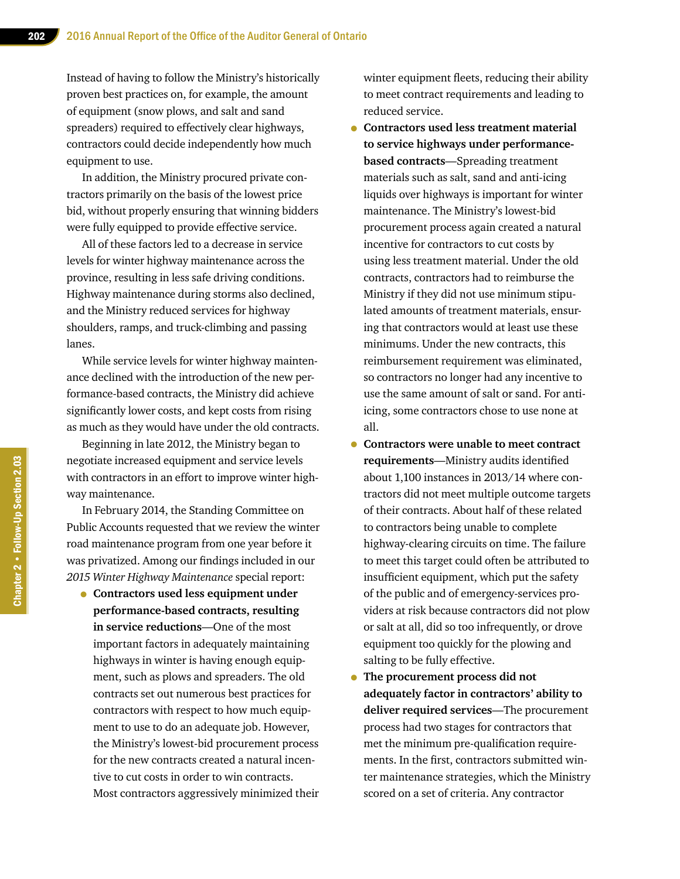Instead of having to follow the Ministry's historically proven best practices on, for example, the amount of equipment (snow plows, and salt and sand spreaders) required to effectively clear highways, contractors could decide independently how much equipment to use.

In addition, the Ministry procured private contractors primarily on the basis of the lowest price bid, without properly ensuring that winning bidders were fully equipped to provide effective service.

All of these factors led to a decrease in service levels for winter highway maintenance across the province, resulting in less safe driving conditions. Highway maintenance during storms also declined, and the Ministry reduced services for highway shoulders, ramps, and truck-climbing and passing lanes.

While service levels for winter highway maintenance declined with the introduction of the new performance-based contracts, the Ministry did achieve significantly lower costs, and kept costs from rising as much as they would have under the old contracts.

Beginning in late 2012, the Ministry began to negotiate increased equipment and service levels with contractors in an effort to improve winter highway maintenance.

In February 2014, the Standing Committee on Public Accounts requested that we review the winter road maintenance program from one year before it was privatized. Among our findings included in our *2015 Winter Highway Maintenance* special report:

- **Contractors used less equipment under performance-based contracts, resulting in service reductions**—One of the most important factors in adequately maintaining highways in winter is having enough equipment, such as plows and spreaders. The old contracts set out numerous best practices for contractors with respect to how much equipment to use to do an adequate job. However, the Ministry's lowest-bid procurement process for the new contracts created a natural incentive to cut costs in order to win contracts. Most contractors aggressively minimized their winter equipment fleets, reducing their ability to meet contract requirements and leading to reduced service.
- **Contractors used less treatment material to service highways under performance-based contracts**—Spreading treatment materials such as salt, sand and anti-icing liquids over highways is important for winter maintenance. The Ministry's lowest-bid procurement process again created a natural incentive for contractors to cut costs by using less treatment material. Under the old contracts, contractors had to reimburse the Ministry if they did not use minimum stipulated amounts of treatment materials, ensuring that contractors would at least use these minimums. Under the new contracts, this reimbursement requirement was eliminated, so contractors no longer had any incentive to use the same amount of salt or sand. For anti-icing, some contractors chose to use none at all.
- **Contractors were unable to meet contract requirements**—Ministry audits identified about 1,100 instances in 2013/14 where contractors did not meet multiple outcome targets of their contracts. About half of these related to contractors being unable to complete highway-clearing circuits on time. The failure to meet this target could often be attributed to insufficient equipment, which put the safety of the public and of emergency-services providers at risk because contractors did not plow or salt at all, did so too infrequently, or drove equipment too quickly for the plowing and salting to be fully effective.
- **The procurement process did not adequately factor in contractors' ability to deliver required services**—The procurement process had two stages for contractors that met the minimum pre-qualification requirements. In the first, contractors submitted winter maintenance strategies, which the Ministry scored on a set of criteria. Any contractor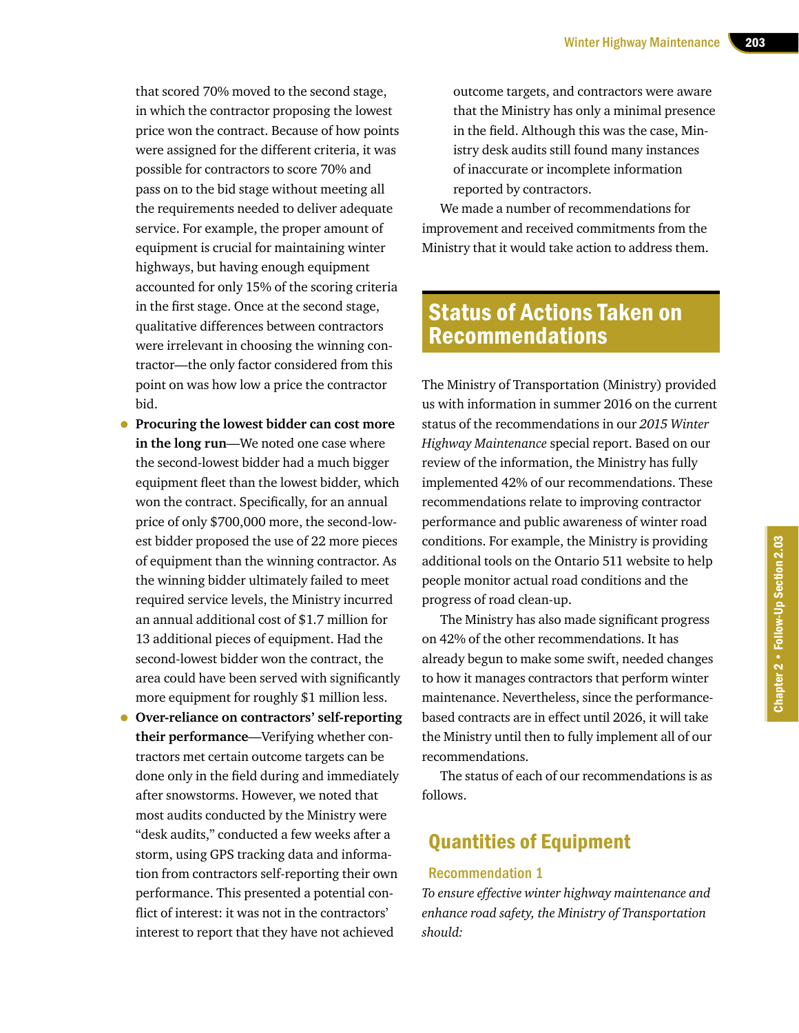that scored 70% moved to the second stage, in which the contractor proposing the lowest price won the contract. Because of how points were assigned for the different criteria, it was possible for contractors to score 70% and pass on to the bid stage without meeting all the requirements needed to deliver adequate service. For example, the proper amount of equipment is crucial for maintaining winter highways, but having enough equipment accounted for only 15% of the scoring criteria in the first stage. Once at the second stage, qualitative differences between contractors were irrelevant in choosing the winning contractor—the only factor considered from this point on was how low a price the contractor bid.

- **Procuring the lowest bidder can cost more in the long run**—We noted one case where the second-lowest bidder had a much bigger equipment fleet than the lowest bidder, which won the contract. Specifically, for an annual price of only $700,000 more, the second-lowest bidder proposed the use of 22 more pieces of equipment than the winning contractor. As the winning bidder ultimately failed to meet required service levels, the Ministry incurred an annual additional cost of $1.7 million for 13 additional pieces of equipment. Had the second-lowest bidder won the contract, the area could have been served with significantly more equipment for roughly $1 million less.
- **Over-reliance on contractors' self-reporting their performance**—Verifying whether contractors met certain outcome targets can be done only in the field during and immediately after snowstorms. However, we noted that most audits conducted by the Ministry were "desk audits," conducted a few weeks after a storm, using GPS tracking data and information from contractors self-reporting their own performance. This presented a potential conflict of interest: it was not in the contractors' interest to report that they have not achieved outcome targets, and contractors were aware that the Ministry has only a minimal presence in the field. Although this was the case, Ministry desk audits still found many instances of inaccurate or incomplete information reported by contractors.

We made a number of recommendations for improvement and received commitments from the Ministry that it would take action to address them.

## Status of Actions Taken on Recommendations

The Ministry of Transportation (Ministry) provided us with information in summer 2016 on the current status of the recommendations in our *2015 Winter Highway Maintenance* special report. Based on our review of the information, the Ministry has fully implemented 42% of our recommendations. These recommendations relate to improving contractor performance and public awareness of winter road conditions. For example, the Ministry is providing additional tools on the Ontario 511 website to help people monitor actual road conditions and the progress of road clean-up.

The Ministry has also made significant progress on 42% of the other recommendations. It has already begun to make some swift, needed changes to how it manages contractors that perform winter maintenance. Nevertheless, since the performance-based contracts are in effect until 2026, it will take the Ministry until then to fully implement all of our recommendations.

The status of each of our recommendations is as follows.

### Quantities of Equipment

#### Recommendation 1

*To ensure effective winter highway maintenance and enhance road safety, the Ministry of Transportation should:*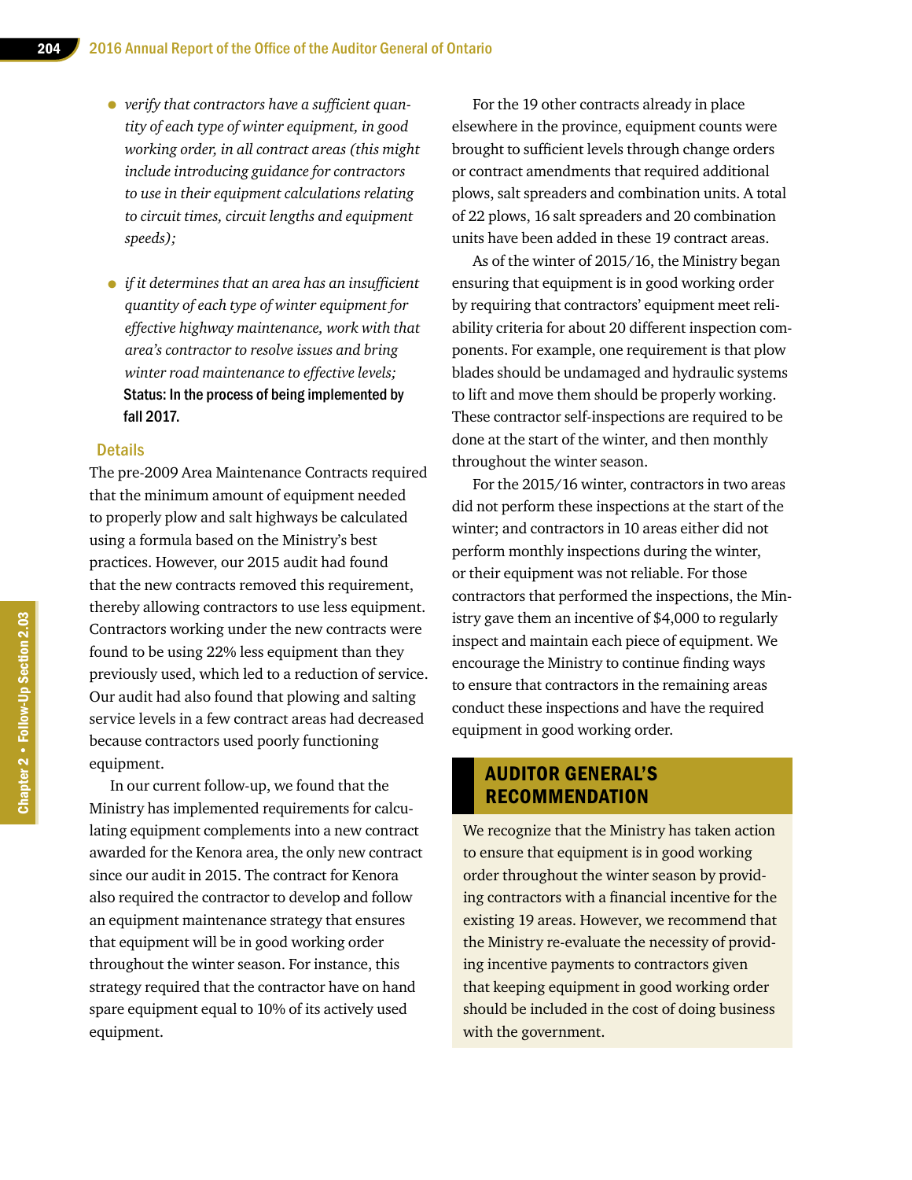- *verify that contractors have a sufficient quantity of each type of winter equipment, in good working order, in all contract areas (this might include introducing guidance for contractors to use in their equipment calculations relating to circuit times, circuit lengths and equipment speeds);*

- *if it determines that an area has an insufficient quantity of each type of winter equipment for effective highway maintenance, work with that area's contractor to resolve issues and bring winter road maintenance to effective levels;*
  **Status: In the process of being implemented by fall 2017.**

### Details

The pre-2009 Area Maintenance Contracts required that the minimum amount of equipment needed to properly plow and salt highways be calculated using a formula based on the Ministry's best practices. However, our 2015 audit had found that the new contracts removed this requirement, thereby allowing contractors to use less equipment. Contractors working under the new contracts were found to be using 22% less equipment than they previously used, which led to a reduction of service. Our audit had also found that plowing and salting service levels in a few contract areas had decreased because contractors used poorly functioning equipment.

In our current follow-up, we found that the Ministry has implemented requirements for calculating equipment complements into a new contract awarded for the Kenora area, the only new contract since our audit in 2015. The contract for Kenora also required the contractor to develop and follow an equipment maintenance strategy that ensures that equipment will be in good working order throughout the winter season. For instance, this strategy required that the contractor have on hand spare equipment equal to 10% of its actively used equipment.

For the 19 other contracts already in place elsewhere in the province, equipment counts were brought to sufficient levels through change orders or contract amendments that required additional plows, salt spreaders and combination units. A total of 22 plows, 16 salt spreaders and 20 combination units have been added in these 19 contract areas.

As of the winter of 2015/16, the Ministry began ensuring that equipment is in good working order by requiring that contractors' equipment meet reliability criteria for about 20 different inspection components. For example, one requirement is that plow blades should be undamaged and hydraulic systems to lift and move them should be properly working. These contractor self-inspections are required to be done at the start of the winter, and then monthly throughout the winter season.

For the 2015/16 winter, contractors in two areas did not perform these inspections at the start of the winter; and contractors in 10 areas either did not perform monthly inspections during the winter, or their equipment was not reliable. For those contractors that performed the inspections, the Ministry gave them an incentive of $4,000 to regularly inspect and maintain each piece of equipment. We encourage the Ministry to continue finding ways to ensure that contractors in the remaining areas conduct these inspections and have the required equipment in good working order.

### AUDITOR GENERAL'S RECOMMENDATION

We recognize that the Ministry has taken action to ensure that equipment is in good working order throughout the winter season by providing contractors with a financial incentive for the existing 19 areas. However, we recommend that the Ministry re-evaluate the necessity of providing incentive payments to contractors given that keeping equipment in good working order should be included in the cost of doing business with the government.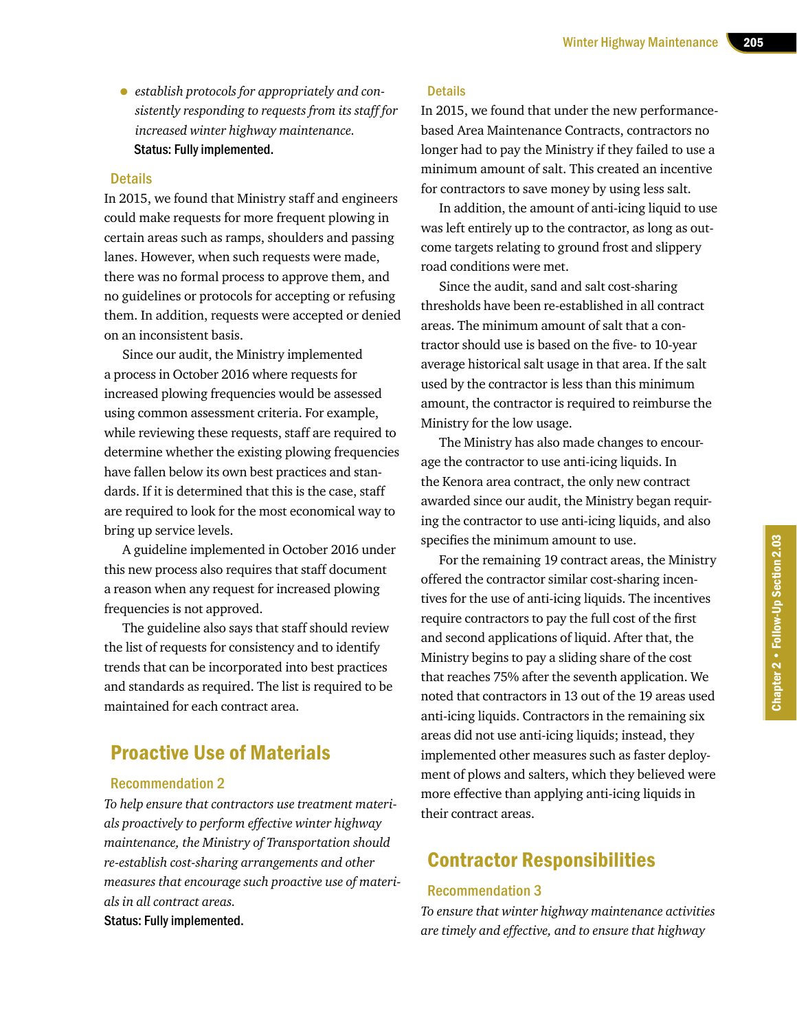- *establish protocols for appropriately and consistently responding to requests from its staff for increased winter highway maintenance.*

**Status: Fully implemented.**

### Details

In 2015, we found that Ministry staff and engineers could make requests for more frequent plowing in certain areas such as ramps, shoulders and passing lanes. However, when such requests were made, there was no formal process to approve them, and no guidelines or protocols for accepting or refusing them. In addition, requests were accepted or denied on an inconsistent basis.

Since our audit, the Ministry implemented a process in October 2016 where requests for increased plowing frequencies would be assessed using common assessment criteria. For example, while reviewing these requests, staff are required to determine whether the existing plowing frequencies have fallen below its own best practices and standards. If it is determined that this is the case, staff are required to look for the most economical way to bring up service levels.

A guideline implemented in October 2016 under this new process also requires that staff document a reason when any request for increased plowing frequencies is not approved.

The guideline also says that staff should review the list of requests for consistency and to identify trends that can be incorporated into best practices and standards as required. The list is required to be maintained for each contract area.

## Proactive Use of Materials

### Recommendation 2

*To help ensure that contractors use treatment materials proactively to perform effective winter highway maintenance, the Ministry of Transportation should re-establish cost-sharing arrangements and other measures that encourage such proactive use of materials in all contract areas.*

**Status: Fully implemented.**

### Details

In 2015, we found that under the new performance-based Area Maintenance Contracts, contractors no longer had to pay the Ministry if they failed to use a minimum amount of salt. This created an incentive for contractors to save money by using less salt.

In addition, the amount of anti-icing liquid to use was left entirely up to the contractor, as long as outcome targets relating to ground frost and slippery road conditions were met.

Since the audit, sand and salt cost-sharing thresholds have been re-established in all contract areas. The minimum amount of salt that a contractor should use is based on the five- to 10-year average historical salt usage in that area. If the salt used by the contractor is less than this minimum amount, the contractor is required to reimburse the Ministry for the low usage.

The Ministry has also made changes to encourage the contractor to use anti-icing liquids. In the Kenora area contract, the only new contract awarded since our audit, the Ministry began requiring the contractor to use anti-icing liquids, and also specifies the minimum amount to use.

For the remaining 19 contract areas, the Ministry offered the contractor similar cost-sharing incentives for the use of anti-icing liquids. The incentives require contractors to pay the full cost of the first and second applications of liquid. After that, the Ministry begins to pay a sliding share of the cost that reaches 75% after the seventh application. We noted that contractors in 13 out of the 19 areas used anti-icing liquids. Contractors in the remaining six areas did not use anti-icing liquids; instead, they implemented other measures such as faster deployment of plows and salters, which they believed were more effective than applying anti-icing liquids in their contract areas.

## Contractor Responsibilities

### Recommendation 3

*To ensure that winter highway maintenance activities are timely and effective, and to ensure that highway*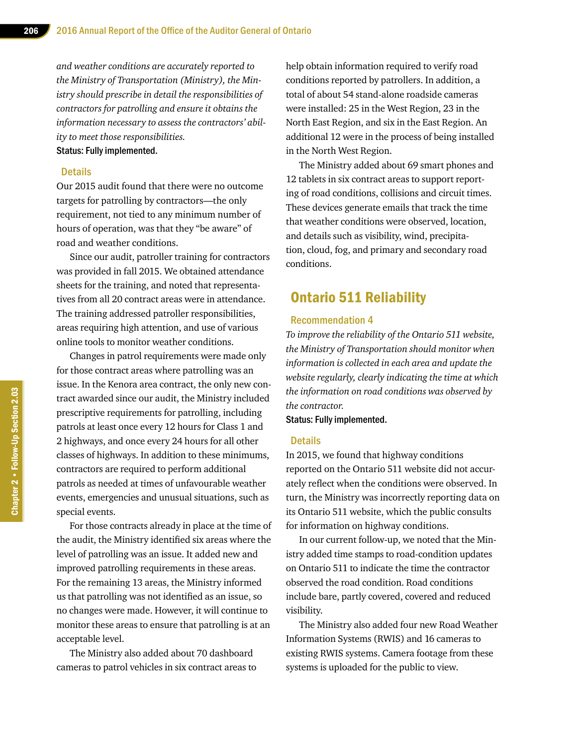*and weather conditions are accurately reported to the Ministry of Transportation (Ministry), the Ministry should prescribe in detail the responsibilities of contractors for patrolling and ensure it obtains the information necessary to assess the contractors' ability to meet those responsibilities.*

**Status: Fully implemented.**

### Details

Our 2015 audit found that there were no outcome targets for patrolling by contractors—the only requirement, not tied to any minimum number of hours of operation, was that they "be aware" of road and weather conditions.

Since our audit, patroller training for contractors was provided in fall 2015. We obtained attendance sheets for the training, and noted that representatives from all 20 contract areas were in attendance. The training addressed patroller responsibilities, areas requiring high attention, and use of various online tools to monitor weather conditions.

Changes in patrol requirements were made only for those contract areas where patrolling was an issue. In the Kenora area contract, the only new contract awarded since our audit, the Ministry included prescriptive requirements for patrolling, including patrols at least once every 12 hours for Class 1 and 2 highways, and once every 24 hours for all other classes of highways. In addition to these minimums, contractors are required to perform additional patrols as needed at times of unfavourable weather events, emergencies and unusual situations, such as special events.

For those contracts already in place at the time of the audit, the Ministry identified six areas where the level of patrolling was an issue. It added new and improved patrolling requirements in these areas. For the remaining 13 areas, the Ministry informed us that patrolling was not identified as an issue, so no changes were made. However, it will continue to monitor these areas to ensure that patrolling is at an acceptable level.

The Ministry also added about 70 dashboard cameras to patrol vehicles in six contract areas to help obtain information required to verify road conditions reported by patrollers. In addition, a total of about 54 stand-alone roadside cameras were installed: 25 in the West Region, 23 in the North East Region, and six in the East Region. An additional 12 were in the process of being installed in the North West Region.

The Ministry added about 69 smart phones and 12 tablets in six contract areas to support reporting of road conditions, collisions and circuit times. These devices generate emails that track the time that weather conditions were observed, location, and details such as visibility, wind, precipitation, cloud, fog, and primary and secondary road conditions.

## Ontario 511 Reliability

### Recommendation 4

*To improve the reliability of the Ontario 511 website, the Ministry of Transportation should monitor when information is collected in each area and update the website regularly, clearly indicating the time at which the information on road conditions was observed by the contractor.*

**Status: Fully implemented.**

### Details

In 2015, we found that highway conditions reported on the Ontario 511 website did not accurately reflect when the conditions were observed. In turn, the Ministry was incorrectly reporting data on its Ontario 511 website, which the public consults for information on highway conditions.

In our current follow-up, we noted that the Ministry added time stamps to road-condition updates on Ontario 511 to indicate the time the contractor observed the road condition. Road conditions include bare, partly covered, covered and reduced visibility.

The Ministry also added four new Road Weather Information Systems (RWIS) and 16 cameras to existing RWIS systems. Camera footage from these systems is uploaded for the public to view.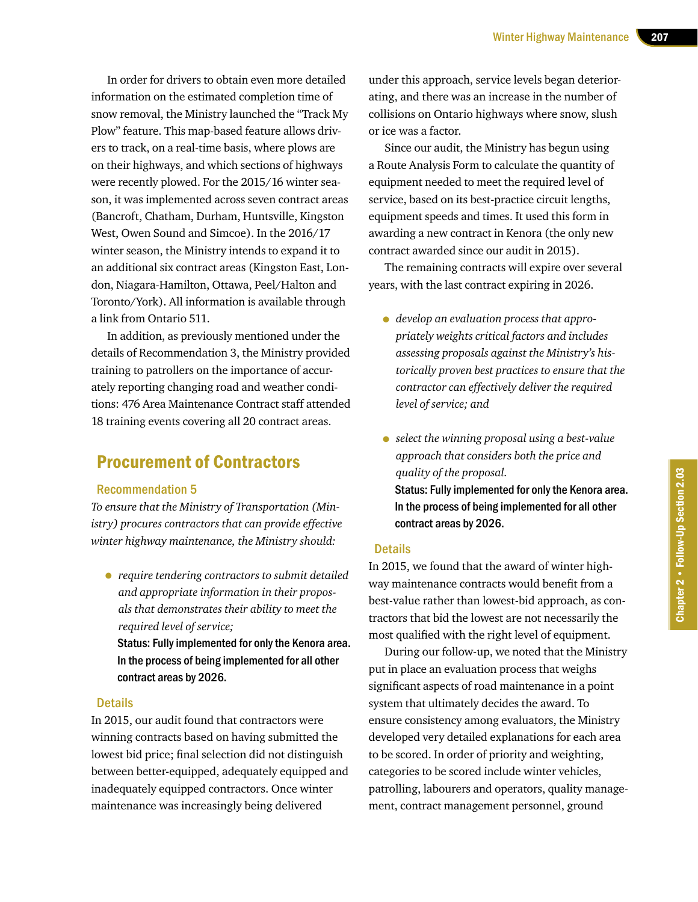In order for drivers to obtain even more detailed information on the estimated completion time of snow removal, the Ministry launched the "Track My Plow" feature. This map-based feature allows drivers to track, on a real-time basis, where plows are on their highways, and which sections of highways were recently plowed. For the 2015/16 winter season, it was implemented across seven contract areas (Bancroft, Chatham, Durham, Huntsville, Kingston West, Owen Sound and Simcoe). In the 2016/17 winter season, the Ministry intends to expand it to an additional six contract areas (Kingston East, London, Niagara-Hamilton, Ottawa, Peel/Halton and Toronto/York). All information is available through a link from Ontario 511.

In addition, as previously mentioned under the details of Recommendation 3, the Ministry provided training to patrollers on the importance of accurately reporting changing road and weather conditions: 476 Area Maintenance Contract staff attended 18 training events covering all 20 contract areas.

## Procurement of Contractors

### Recommendation 5

*To ensure that the Ministry of Transportation (Ministry) procures contractors that can provide effective winter highway maintenance, the Ministry should:*

- *require tendering contractors to submit detailed and appropriate information in their proposals that demonstrates their ability to meet the required level of service;*

  **Status: Fully implemented for only the Kenora area. In the process of being implemented for all other contract areas by 2026.**

### Details

In 2015, our audit found that contractors were winning contracts based on having submitted the lowest bid price; final selection did not distinguish between better-equipped, adequately equipped and inadequately equipped contractors. Once winter maintenance was increasingly being delivered under this approach, service levels began deteriorating, and there was an increase in the number of collisions on Ontario highways where snow, slush or ice was a factor.

Since our audit, the Ministry has begun using a Route Analysis Form to calculate the quantity of equipment needed to meet the required level of service, based on its best-practice circuit lengths, equipment speeds and times. It used this form in awarding a new contract in Kenora (the only new contract awarded since our audit in 2015).

The remaining contracts will expire over several years, with the last contract expiring in 2026.

- *develop an evaluation process that appropriately weights critical factors and includes assessing proposals against the Ministry's historically proven best practices to ensure that the contractor can effectively deliver the required level of service; and*

- *select the winning proposal using a best-value approach that considers both the price and quality of the proposal.*

  **Status: Fully implemented for only the Kenora area. In the process of being implemented for all other contract areas by 2026.**

### Details

In 2015, we found that the award of winter highway maintenance contracts would benefit from a best-value rather than lowest-bid approach, as contractors that bid the lowest are not necessarily the most qualified with the right level of equipment.

During our follow-up, we noted that the Ministry put in place an evaluation process that weighs significant aspects of road maintenance in a point system that ultimately decides the award. To ensure consistency among evaluators, the Ministry developed very detailed explanations for each area to be scored. In order of priority and weighting, categories to be scored include winter vehicles, patrolling, labourers and operators, quality management, contract management personnel, ground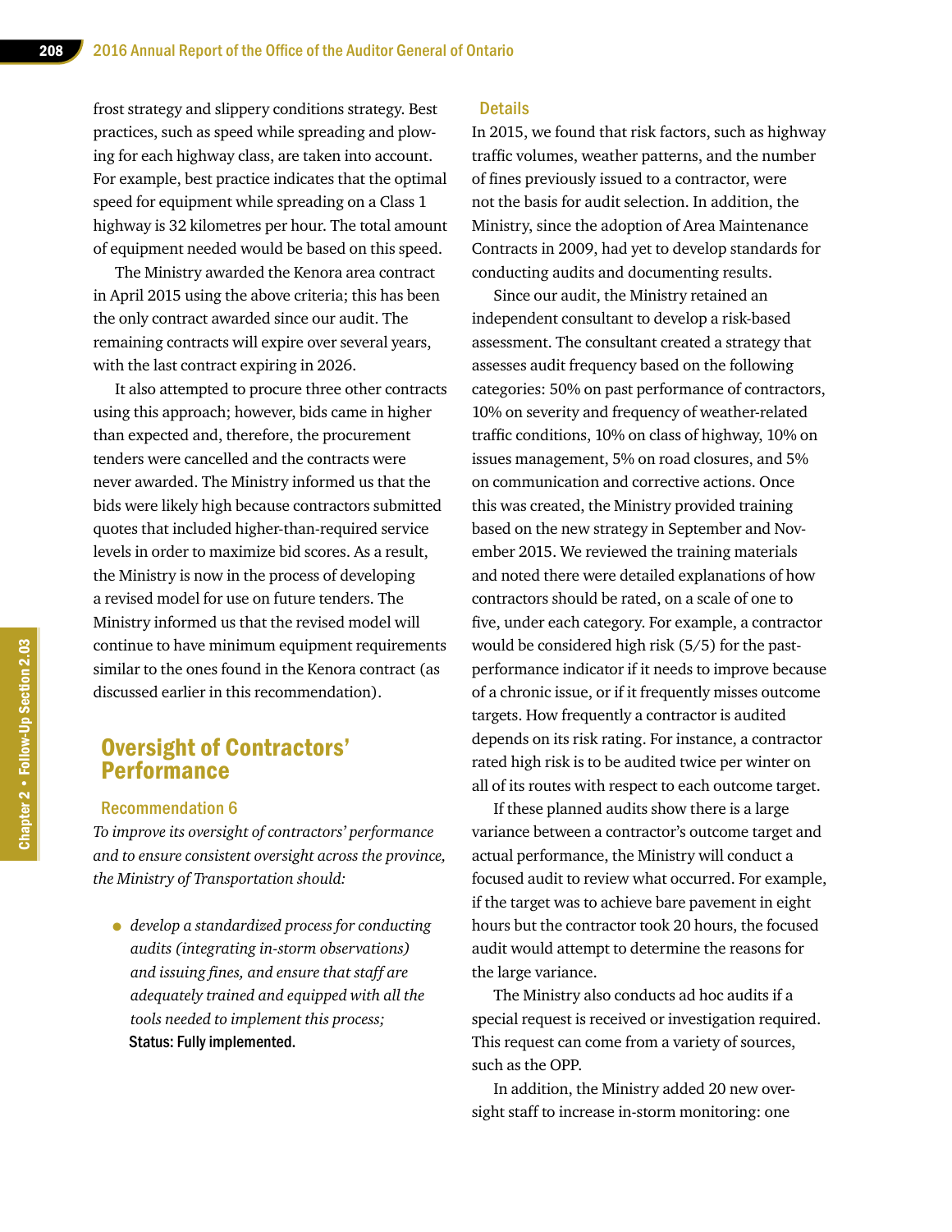frost strategy and slippery conditions strategy. Best practices, such as speed while spreading and plowing for each highway class, are taken into account. For example, best practice indicates that the optimal speed for equipment while spreading on a Class 1 highway is 32 kilometres per hour. The total amount of equipment needed would be based on this speed.

The Ministry awarded the Kenora area contract in April 2015 using the above criteria; this has been the only contract awarded since our audit. The remaining contracts will expire over several years, with the last contract expiring in 2026.

It also attempted to procure three other contracts using this approach; however, bids came in higher than expected and, therefore, the procurement tenders were cancelled and the contracts were never awarded. The Ministry informed us that the bids were likely high because contractors submitted quotes that included higher-than-required service levels in order to maximize bid scores. As a result, the Ministry is now in the process of developing a revised model for use on future tenders. The Ministry informed us that the revised model will continue to have minimum equipment requirements similar to the ones found in the Kenora contract (as discussed earlier in this recommendation).

## Oversight of Contractors' Performance

### Recommendation 6

*To improve its oversight of contractors' performance and to ensure consistent oversight across the province, the Ministry of Transportation should:*

- *develop a standardized process for conducting audits (integrating in-storm observations) and issuing fines, and ensure that staff are adequately trained and equipped with all the tools needed to implement this process;*
  **Status: Fully implemented.**

### Details

In 2015, we found that risk factors, such as highway traffic volumes, weather patterns, and the number of fines previously issued to a contractor, were not the basis for audit selection. In addition, the Ministry, since the adoption of Area Maintenance Contracts in 2009, had yet to develop standards for conducting audits and documenting results.

Since our audit, the Ministry retained an independent consultant to develop a risk-based assessment. The consultant created a strategy that assesses audit frequency based on the following categories: 50% on past performance of contractors, 10% on severity and frequency of weather-related traffic conditions, 10% on class of highway, 10% on issues management, 5% on road closures, and 5% on communication and corrective actions. Once this was created, the Ministry provided training based on the new strategy in September and November 2015. We reviewed the training materials and noted there were detailed explanations of how contractors should be rated, on a scale of one to five, under each category. For example, a contractor would be considered high risk (5/5) for the past-performance indicator if it needs to improve because of a chronic issue, or if it frequently misses outcome targets. How frequently a contractor is audited depends on its risk rating. For instance, a contractor rated high risk is to be audited twice per winter on all of its routes with respect to each outcome target.

If these planned audits show there is a large variance between a contractor's outcome target and actual performance, the Ministry will conduct a focused audit to review what occurred. For example, if the target was to achieve bare pavement in eight hours but the contractor took 20 hours, the focused audit would attempt to determine the reasons for the large variance.

The Ministry also conducts ad hoc audits if a special request is received or investigation required. This request can come from a variety of sources, such as the OPP.

In addition, the Ministry added 20 new oversight staff to increase in-storm monitoring: one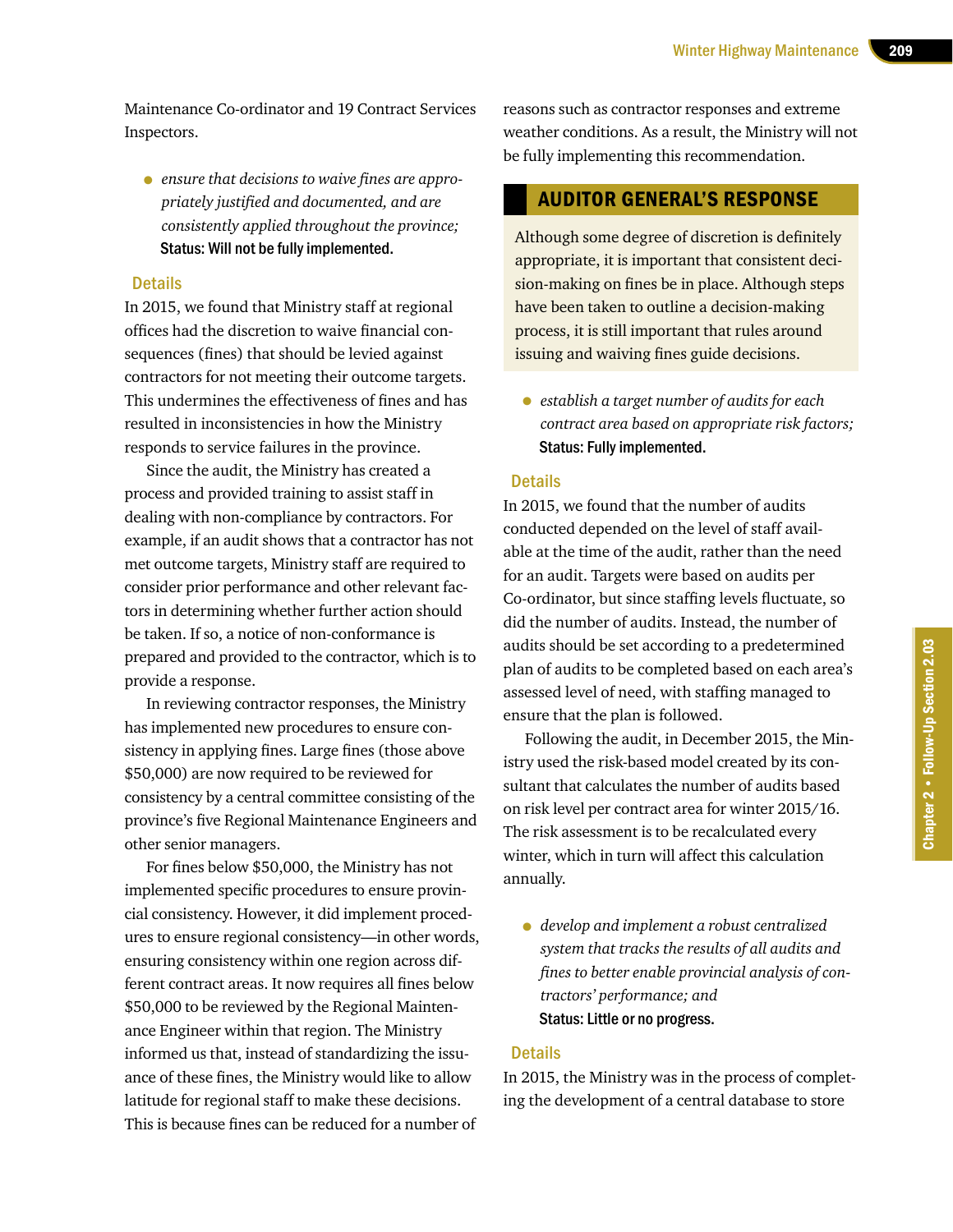Maintenance Co-ordinator and 19 Contract Services Inspectors.

- *ensure that decisions to waive fines are appropriately justified and documented, and are consistently applied throughout the province;*
  **Status: Will not be fully implemented.**

### Details

In 2015, we found that Ministry staff at regional offices had the discretion to waive financial consequences (fines) that should be levied against contractors for not meeting their outcome targets. This undermines the effectiveness of fines and has resulted in inconsistencies in how the Ministry responds to service failures in the province.

Since the audit, the Ministry has created a process and provided training to assist staff in dealing with non-compliance by contractors. For example, if an audit shows that a contractor has not met outcome targets, Ministry staff are required to consider prior performance and other relevant factors in determining whether further action should be taken. If so, a notice of non-conformance is prepared and provided to the contractor, which is to provide a response.

In reviewing contractor responses, the Ministry has implemented new procedures to ensure consistency in applying fines. Large fines (those above $50,000) are now required to be reviewed for consistency by a central committee consisting of the province's five Regional Maintenance Engineers and other senior managers.

For fines below $50,000, the Ministry has not implemented specific procedures to ensure provincial consistency. However, it did implement procedures to ensure regional consistency—in other words, ensuring consistency within one region across different contract areas. It now requires all fines below $50,000 to be reviewed by the Regional Maintenance Engineer within that region. The Ministry informed us that, instead of standardizing the issuance of these fines, the Ministry would like to allow latitude for regional staff to make these decisions. This is because fines can be reduced for a number of reasons such as contractor responses and extreme weather conditions. As a result, the Ministry will not be fully implementing this recommendation.

## AUDITOR GENERAL'S RESPONSE

Although some degree of discretion is definitely appropriate, it is important that consistent decision-making on fines be in place. Although steps have been taken to outline a decision-making process, it is still important that rules around issuing and waiving fines guide decisions.

- *establish a target number of audits for each contract area based on appropriate risk factors;*
  **Status: Fully implemented.**

### Details

In 2015, we found that the number of audits conducted depended on the level of staff available at the time of the audit, rather than the need for an audit. Targets were based on audits per Co-ordinator, but since staffing levels fluctuate, so did the number of audits. Instead, the number of audits should be set according to a predetermined plan of audits to be completed based on each area's assessed level of need, with staffing managed to ensure that the plan is followed.

Following the audit, in December 2015, the Ministry used the risk-based model created by its consultant that calculates the number of audits based on risk level per contract area for winter 2015/16. The risk assessment is to be recalculated every winter, which in turn will affect this calculation annually.

- *develop and implement a robust centralized system that tracks the results of all audits and fines to better enable provincial analysis of contractors' performance; and*
  **Status: Little or no progress.**

### Details

In 2015, the Ministry was in the process of completing the development of a central database to store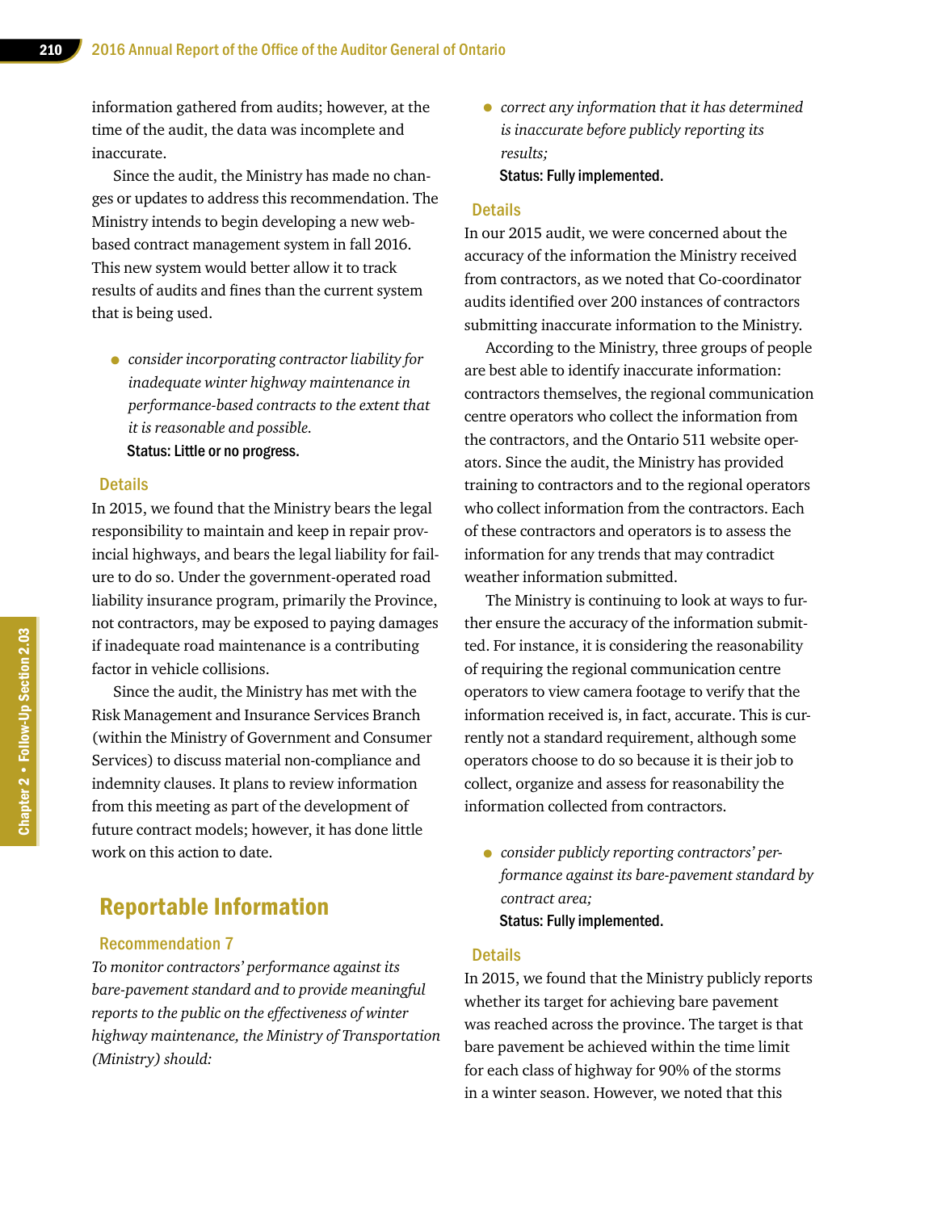information gathered from audits; however, at the time of the audit, the data was incomplete and inaccurate.

Since the audit, the Ministry has made no changes or updates to address this recommendation. The Ministry intends to begin developing a new web-based contract management system in fall 2016. This new system would better allow it to track results of audits and fines than the current system that is being used.

- *consider incorporating contractor liability for inadequate winter highway maintenance in performance-based contracts to the extent that it is reasonable and possible.*

  **Status: Little or no progress.**

### Details

In 2015, we found that the Ministry bears the legal responsibility to maintain and keep in repair provincial highways, and bears the legal liability for failure to do so. Under the government-operated road liability insurance program, primarily the Province, not contractors, may be exposed to paying damages if inadequate road maintenance is a contributing factor in vehicle collisions.

Since the audit, the Ministry has met with the Risk Management and Insurance Services Branch (within the Ministry of Government and Consumer Services) to discuss material non-compliance and indemnity clauses. It plans to review information from this meeting as part of the development of future contract models; however, it has done little work on this action to date.

## Reportable Information

### Recommendation 7

*To monitor contractors' performance against its bare-pavement standard and to provide meaningful reports to the public on the effectiveness of winter highway maintenance, the Ministry of Transportation (Ministry) should:*

- *correct any information that it has determined is inaccurate before publicly reporting its results;*

  **Status: Fully implemented.**

### Details

In our 2015 audit, we were concerned about the accuracy of the information the Ministry received from contractors, as we noted that Co-coordinator audits identified over 200 instances of contractors submitting inaccurate information to the Ministry.

According to the Ministry, three groups of people are best able to identify inaccurate information: contractors themselves, the regional communication centre operators who collect the information from the contractors, and the Ontario 511 website operators. Since the audit, the Ministry has provided training to contractors and to the regional operators who collect information from the contractors. Each of these contractors and operators is to assess the information for any trends that may contradict weather information submitted.

The Ministry is continuing to look at ways to further ensure the accuracy of the information submitted. For instance, it is considering the reasonability of requiring the regional communication centre operators to view camera footage to verify that the information received is, in fact, accurate. This is currently not a standard requirement, although some operators choose to do so because it is their job to collect, organize and assess for reasonability the information collected from contractors.

- *consider publicly reporting contractors' performance against its bare-pavement standard by contract area;*

  **Status: Fully implemented.**

### Details

In 2015, we found that the Ministry publicly reports whether its target for achieving bare pavement was reached across the province. The target is that bare pavement be achieved within the time limit for each class of highway for 90% of the storms in a winter season. However, we noted that this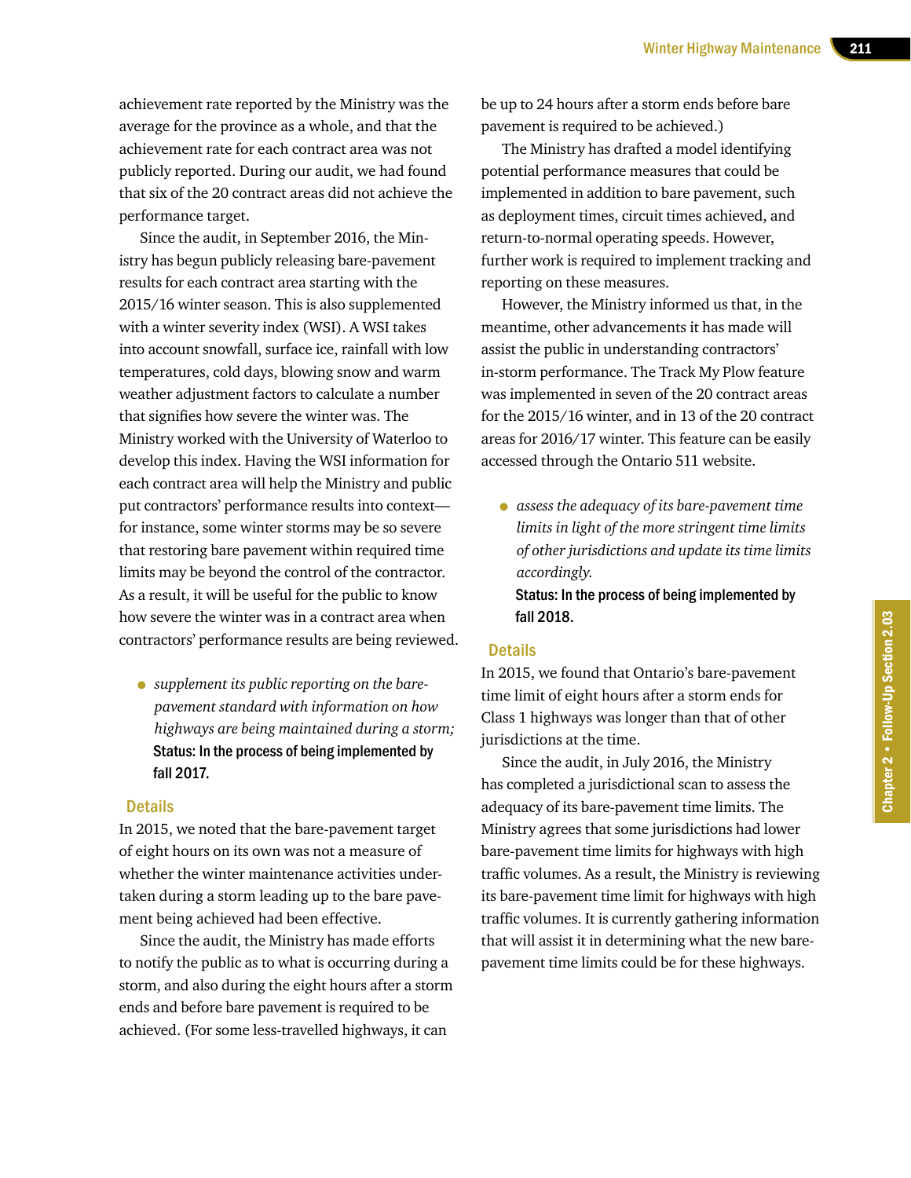achievement rate reported by the Ministry was the average for the province as a whole, and that the achievement rate for each contract area was not publicly reported. During our audit, we had found that six of the 20 contract areas did not achieve the performance target.

Since the audit, in September 2016, the Ministry has begun publicly releasing bare-pavement results for each contract area starting with the 2015/16 winter season. This is also supplemented with a winter severity index (WSI). A WSI takes into account snowfall, surface ice, rainfall with low temperatures, cold days, blowing snow and warm weather adjustment factors to calculate a number that signifies how severe the winter was. The Ministry worked with the University of Waterloo to develop this index. Having the WSI information for each contract area will help the Ministry and public put contractors' performance results into context—for instance, some winter storms may be so severe that restoring bare pavement within required time limits may be beyond the control of the contractor. As a result, it will be useful for the public to know how severe the winter was in a contract area when contractors' performance results are being reviewed.

- *supplement its public reporting on the bare-pavement standard with information on how highways are being maintained during a storm;*
  **Status: In the process of being implemented by fall 2017.**

### Details

In 2015, we noted that the bare-pavement target of eight hours on its own was not a measure of whether the winter maintenance activities undertaken during a storm leading up to the bare pavement being achieved had been effective.

Since the audit, the Ministry has made efforts to notify the public as to what is occurring during a storm, and also during the eight hours after a storm ends and before bare pavement is required to be achieved. (For some less-travelled highways, it can be up to 24 hours after a storm ends before bare pavement is required to be achieved.)

The Ministry has drafted a model identifying potential performance measures that could be implemented in addition to bare pavement, such as deployment times, circuit times achieved, and return-to-normal operating speeds. However, further work is required to implement tracking and reporting on these measures.

However, the Ministry informed us that, in the meantime, other advancements it has made will assist the public in understanding contractors' in-storm performance. The Track My Plow feature was implemented in seven of the 20 contract areas for the 2015/16 winter, and in 13 of the 20 contract areas for 2016/17 winter. This feature can be easily accessed through the Ontario 511 website.

- *assess the adequacy of its bare-pavement time limits in light of the more stringent time limits of other jurisdictions and update its time limits accordingly.*
  **Status: In the process of being implemented by fall 2018.**

### Details

In 2015, we found that Ontario's bare-pavement time limit of eight hours after a storm ends for Class 1 highways was longer than that of other jurisdictions at the time.

Since the audit, in July 2016, the Ministry has completed a jurisdictional scan to assess the adequacy of its bare-pavement time limits. The Ministry agrees that some jurisdictions had lower bare-pavement time limits for highways with high traffic volumes. As a result, the Ministry is reviewing its bare-pavement time limit for highways with high traffic volumes. It is currently gathering information that will assist it in determining what the new bare-pavement time limits could be for these highways.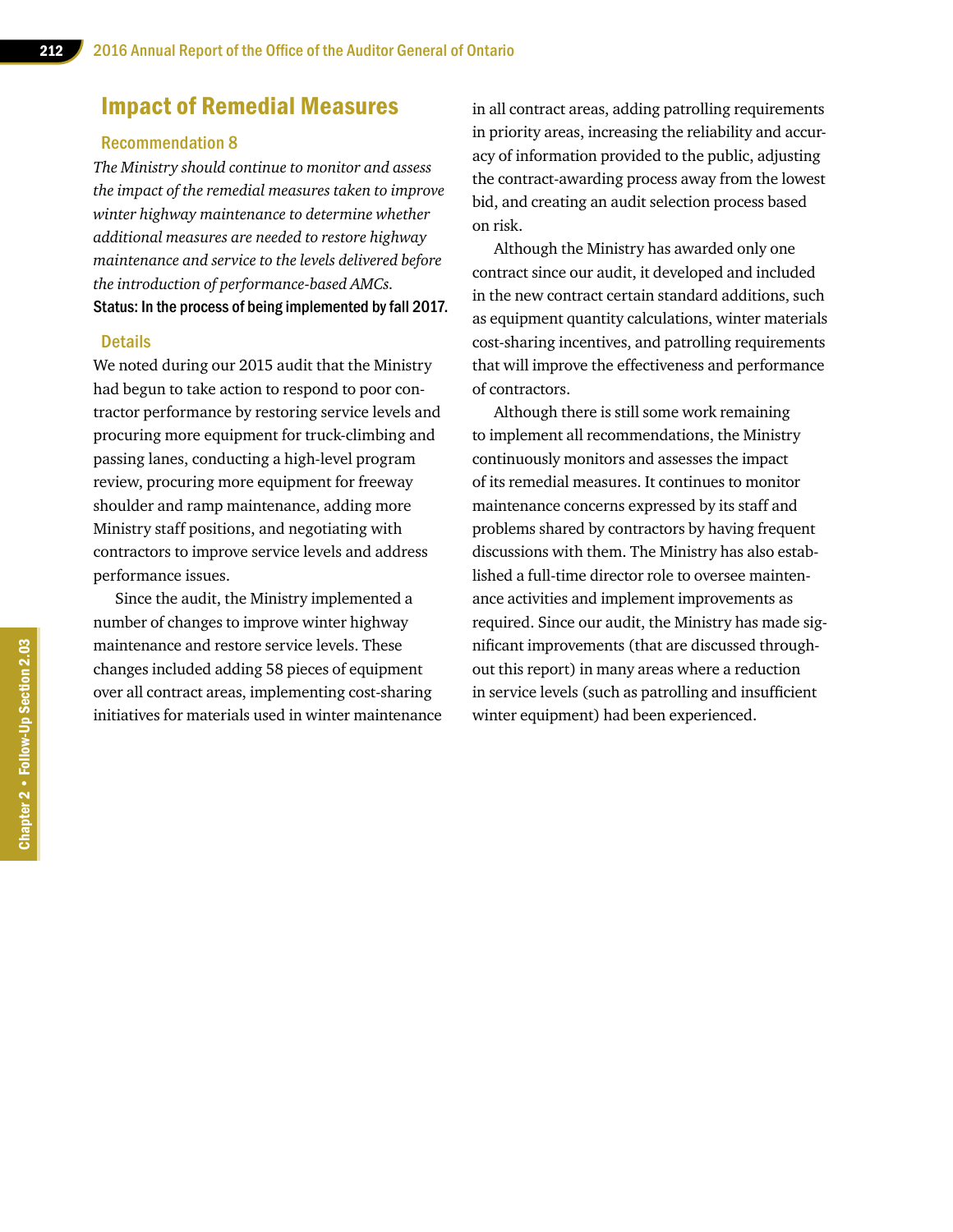## Impact of Remedial Measures

### Recommendation 8

*The Ministry should continue to monitor and assess the impact of the remedial measures taken to improve winter highway maintenance to determine whether additional measures are needed to restore highway maintenance and service to the levels delivered before the introduction of performance-based AMCs.*

**Status: In the process of being implemented by fall 2017.**

### Details

We noted during our 2015 audit that the Ministry had begun to take action to respond to poor contractor performance by restoring service levels and procuring more equipment for truck-climbing and passing lanes, conducting a high-level program review, procuring more equipment for freeway shoulder and ramp maintenance, adding more Ministry staff positions, and negotiating with contractors to improve service levels and address performance issues.

Since the audit, the Ministry implemented a number of changes to improve winter highway maintenance and restore service levels. These changes included adding 58 pieces of equipment over all contract areas, implementing cost-sharing initiatives for materials used in winter maintenance in all contract areas, adding patrolling requirements in priority areas, increasing the reliability and accuracy of information provided to the public, adjusting the contract-awarding process away from the lowest bid, and creating an audit selection process based on risk.

Although the Ministry has awarded only one contract since our audit, it developed and included in the new contract certain standard additions, such as equipment quantity calculations, winter materials cost-sharing incentives, and patrolling requirements that will improve the effectiveness and performance of contractors.

Although there is still some work remaining to implement all recommendations, the Ministry continuously monitors and assesses the impact of its remedial measures. It continues to monitor maintenance concerns expressed by its staff and problems shared by contractors by having frequent discussions with them. The Ministry has also established a full-time director role to oversee maintenance activities and implement improvements as required. Since our audit, the Ministry has made significant improvements (that are discussed throughout this report) in many areas where a reduction in service levels (such as patrolling and insufficient winter equipment) had been experienced.